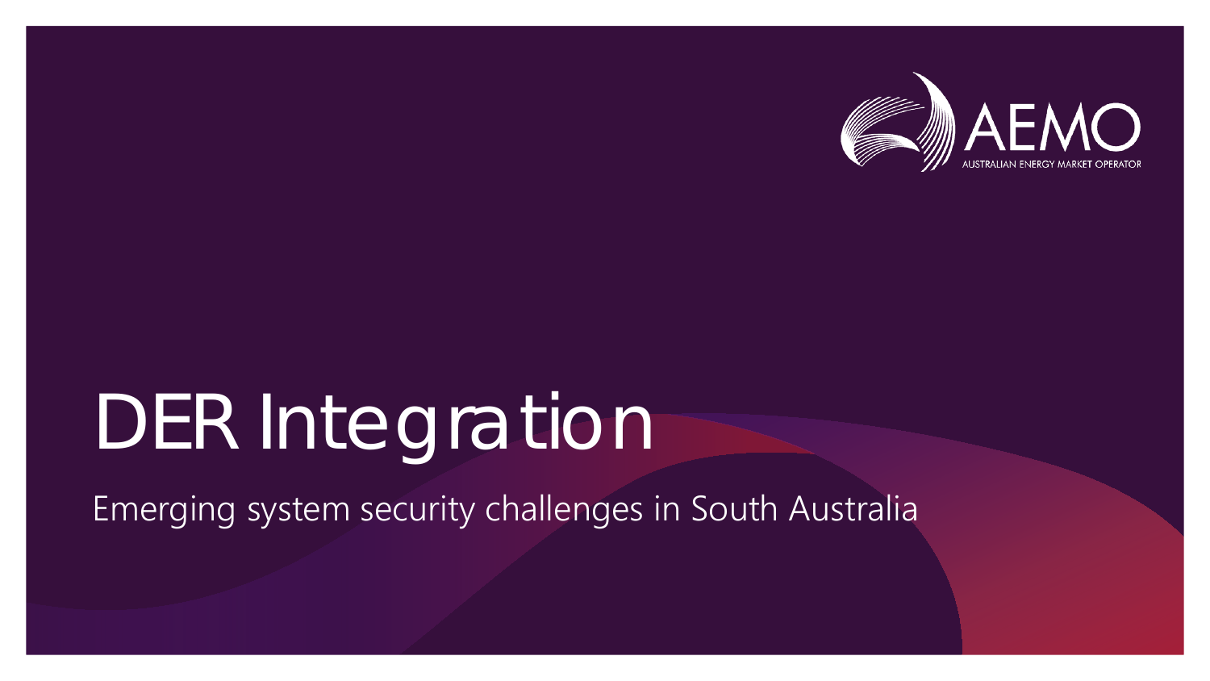# DER Integration

Emerging system security challenges in South Australia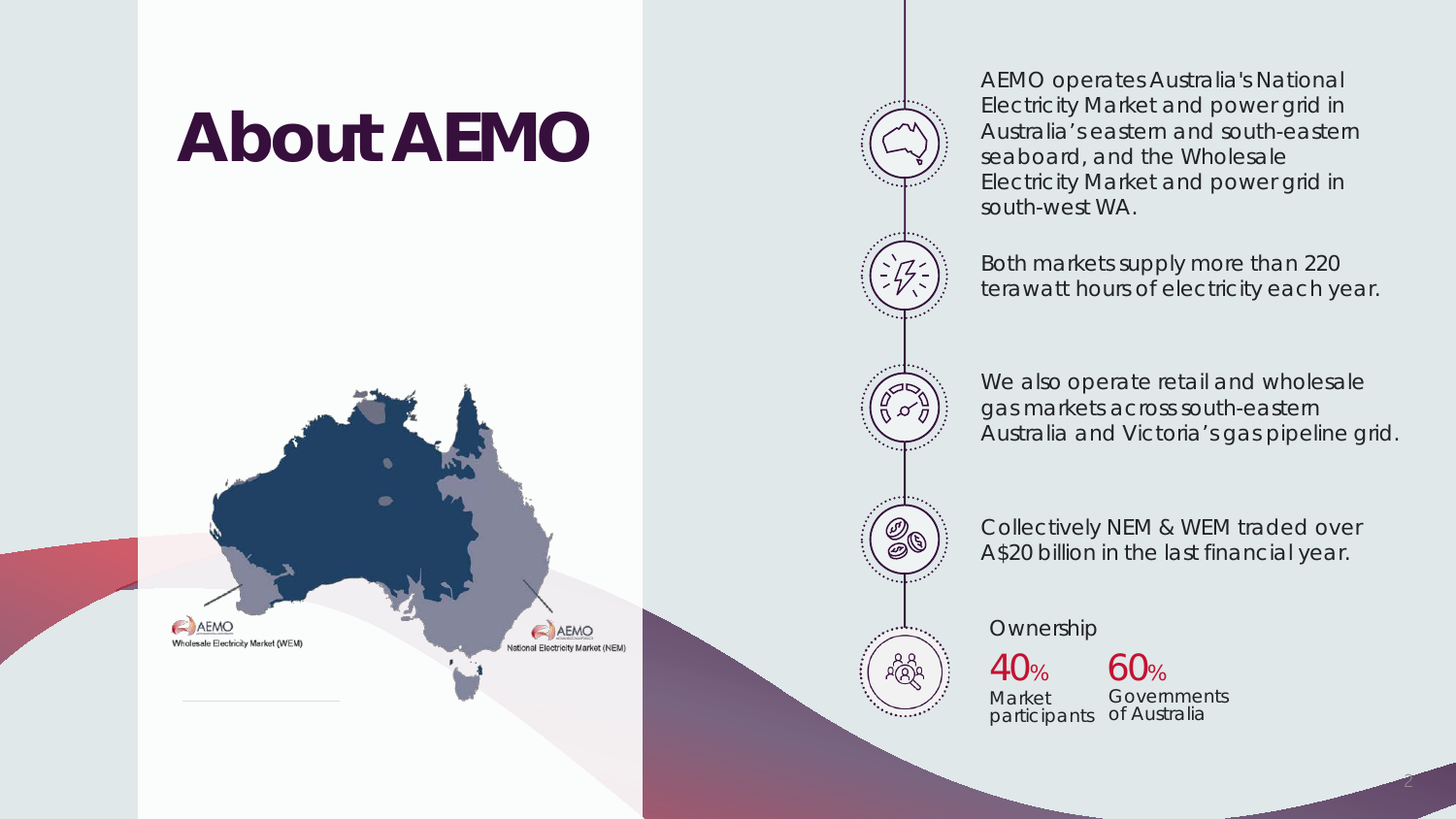# About AEMO

AEMO Wholesale Electricity Market (WEM)

AEMO National Electricity Market (NEM)

AEMO operates Australia's National Electricity Market and power grid in Australia's eastern and south-eastern seaboard, and the Wholesale Electricity Market and power grid in south-west WA.

Both markets supply more than 220 terawatt hours of electricity each year.

We also operate retail and wholesale gas markets across south-eastern Australia and Victoria's gas pipeline grid.

Collectively NEM & WEM traded over A$20 billion in the last financial year.

Ownership

40% Market participants

60% Governments of Australia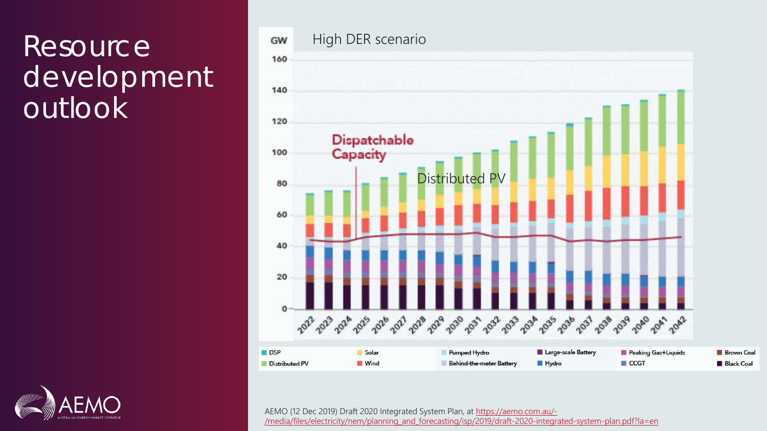# Resource development outlook

High DER scenario

GW

Dispatchable Capacity

Distributed PV

DSP, Distributed PV, Solar, Wind, Pumped Hydro, Behind-the-meter Battery, Large-scale Battery, Hydro, Peaking Gas+Liquids, CCGT, Brown Coal, Black Coal

AEMO (12 Dec 2019) Draft 2020 Integrated System Plan, at https://aemo.com.au/-/media/files/electricity/nem/planning_and_forecasting/isp/2019/draft-2020-integrated-system-plan.pdf?la=en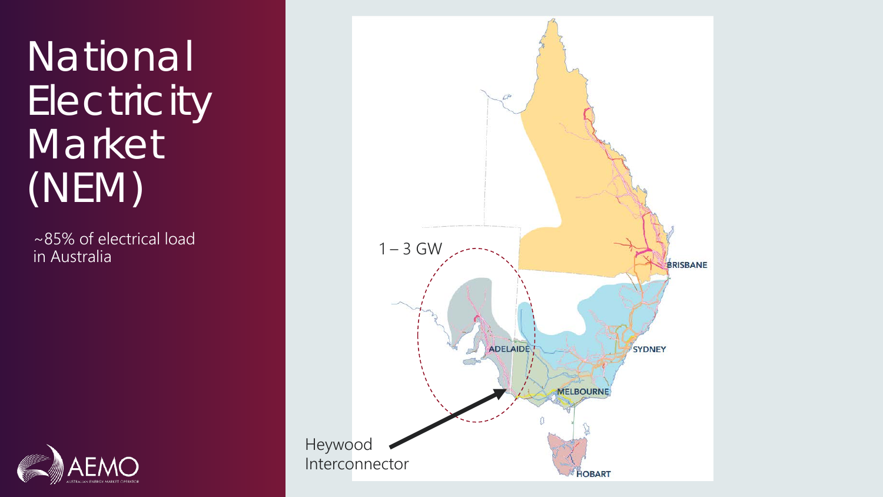# National Electricity Market (NEM)

~85% of electrical load in Australia

1 – 3 GW

Heywood Interconnector

BRISBANE

SYDNEY

ADELAIDE

MELBOURNE

HOBART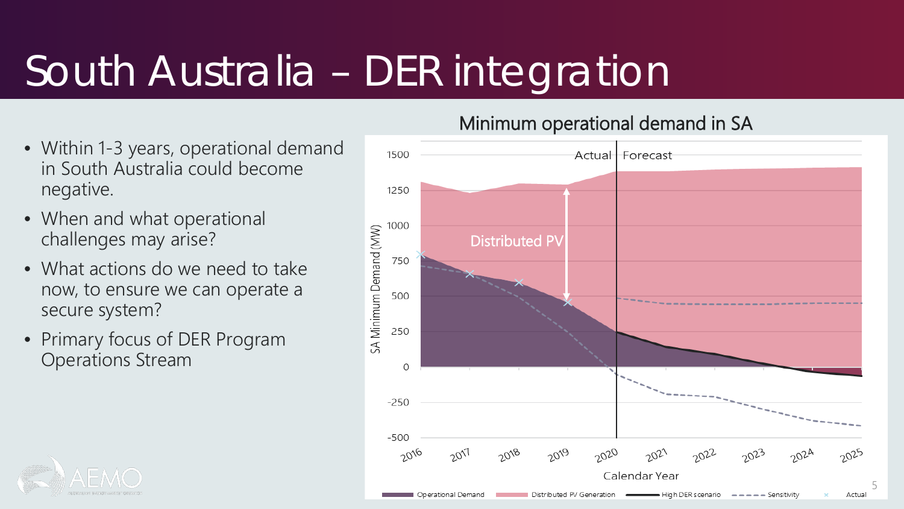# South Australia – DER integration

- Within 1-3 years, operational demand in South Australia could become negative.
- When and what operational challenges may arise?
- What actions do we need to take now, to ensure we can operate a secure system?
- Primary focus of DER Program Operations Stream

## Minimum operational demand in SA

Actual | Forecast

Distributed PV

SA Minimum Demand (MW): 1500, 1250, 1000, 750, 500, 250, 0, -250, -500

Calendar Year: 2016, 2017, 2018, 2019, 2020, 2021, 2022, 2023, 2024, 2025

Legend: Operational Demand; Distributed PV Generation; High DER scenario; Sensitivity; Actual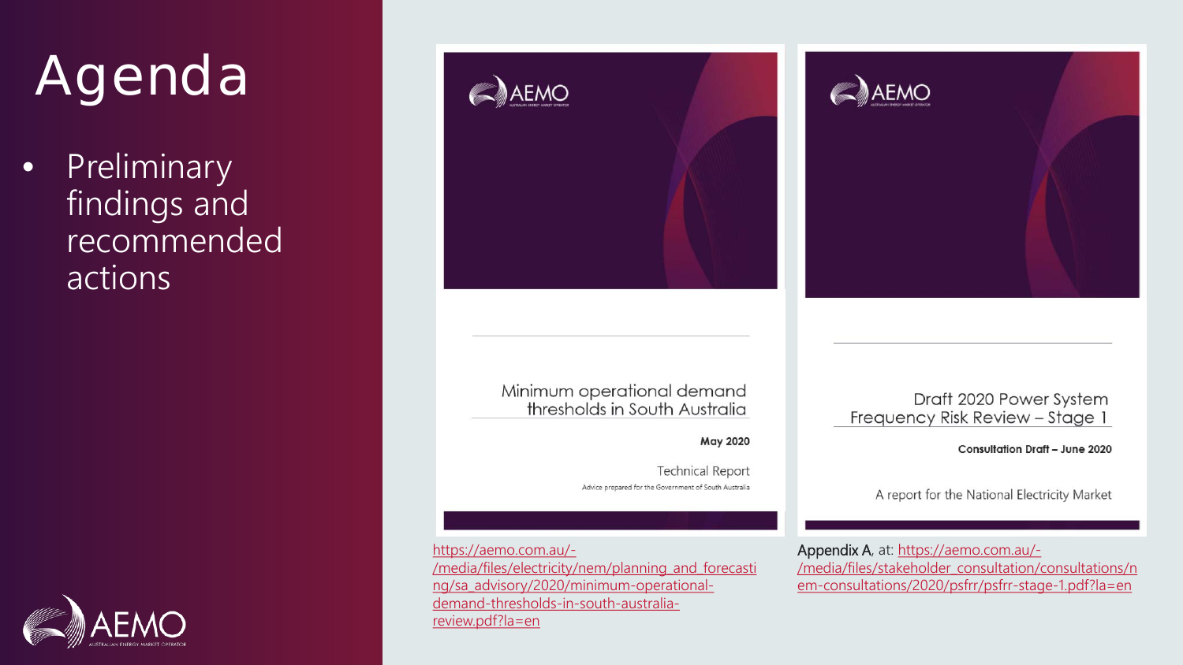# Agenda

- Preliminary findings and recommended actions

Minimum operational demand thresholds in South Australia

May 2020

Technical Report

Advice prepared for the Government of South Australia

https://aemo.com.au/-/media/files/electricity/nem/planning_and_forecasting/sa_advisory/2020/minimum-operational-demand-thresholds-in-south-australia-review.pdf?la=en

Draft 2020 Power System Frequency Risk Review – Stage 1

**Consultation Draft – June 2020**

A report for the National Electricity Market

Appendix A, at: https://aemo.com.au/-/media/files/stakeholder_consultation/consultations/nem-consultations/2020/psfrr/psfrr-stage-1.pdf?la=en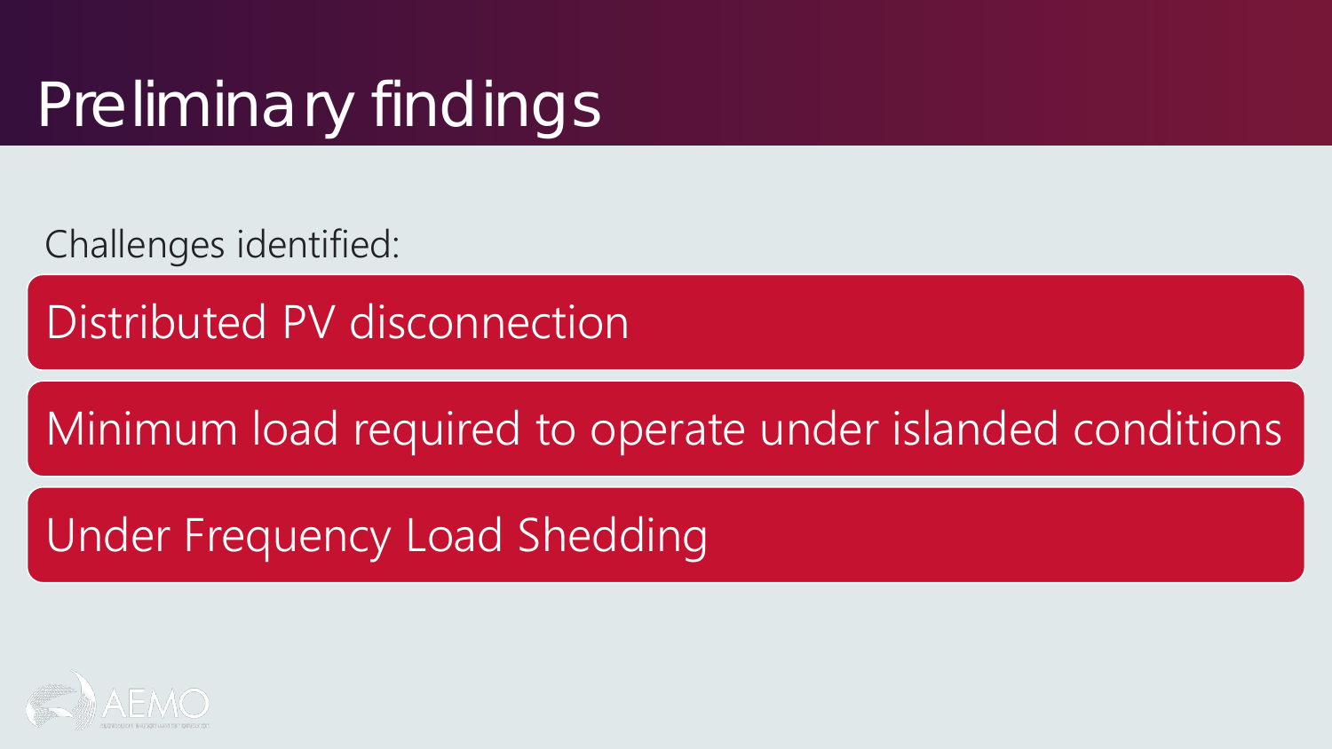# Preliminary findings

Challenges identified:

- Distributed PV disconnection
- Minimum load required to operate under islanded conditions
- Under Frequency Load Shedding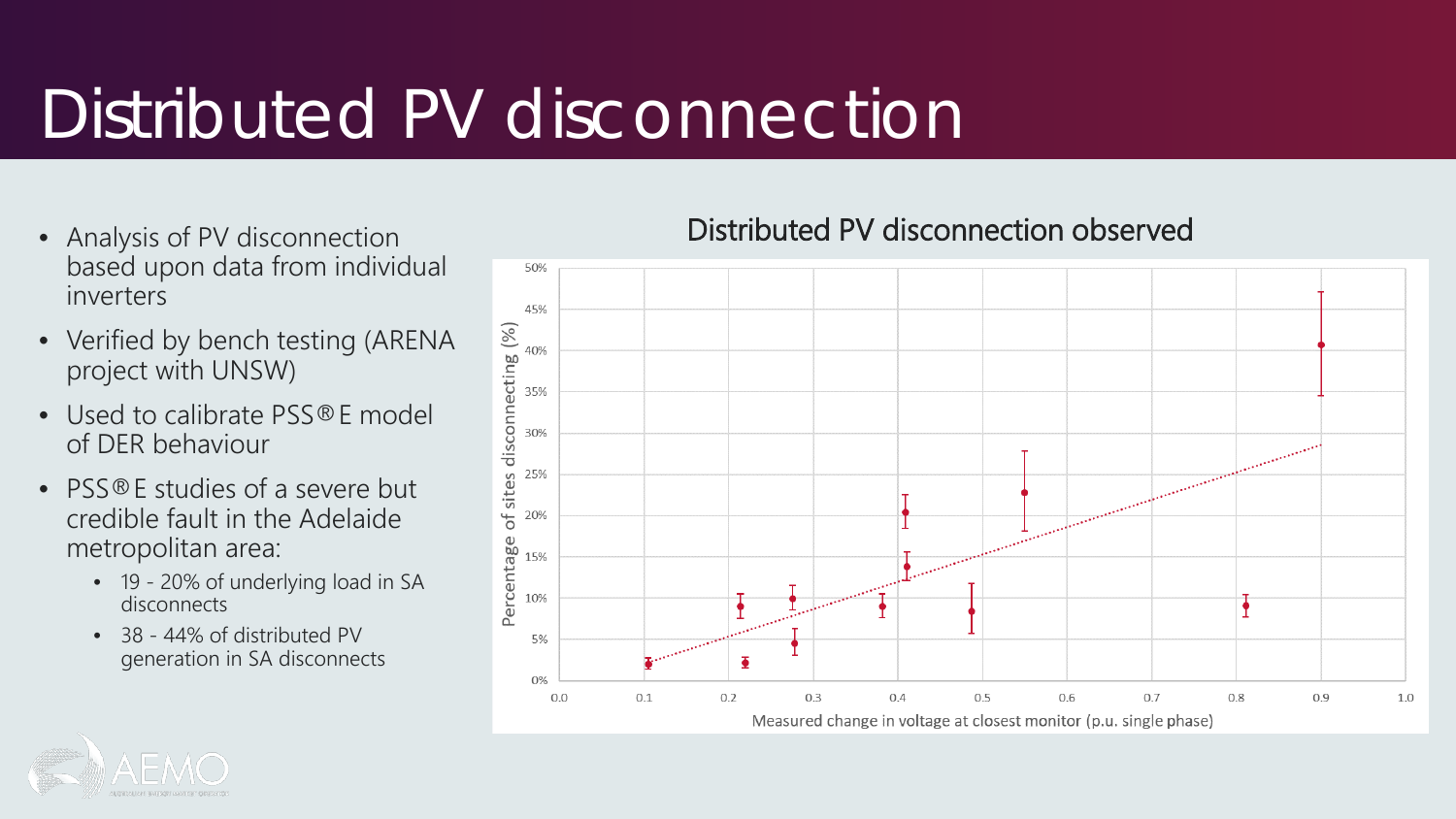# Distributed PV disconnection

- Analysis of PV disconnection based upon data from individual inverters
- Verified by bench testing (ARENA project with UNSW)
- Used to calibrate PSS®E model of DER behaviour
- PSS®E studies of a severe but credible fault in the Adelaide metropolitan area:
  - 19 - 20% of underlying load in SA disconnects
  - 38 - 44% of distributed PV generation in SA disconnects

## Distributed PV disconnection observed

Percentage of sites disconnecting (%)

Measured change in voltage at closest monitor (p.u. single phase)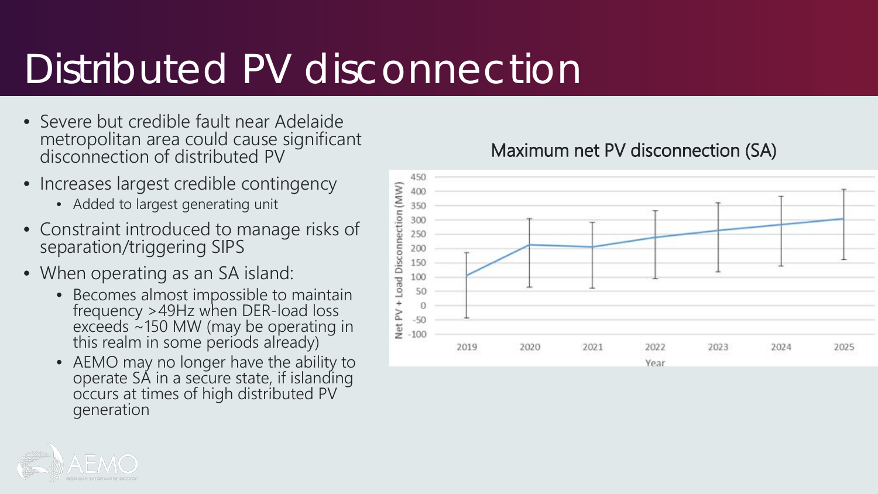# Distributed PV disconnection

- Severe but credible fault near Adelaide metropolitan area could cause significant disconnection of distributed PV
- Increases largest credible contingency
  - Added to largest generating unit
- Constraint introduced to manage risks of separation/triggering SIPS
- When operating as an SA island:
  - Becomes almost impossible to maintain frequency >49Hz when DER-load loss exceeds ~150 MW (may be operating in this realm in some periods already)
  - AEMO may no longer have the ability to operate SA in a secure state, if islanding occurs at times of high distributed PV generation

Maximum net PV disconnection (SA)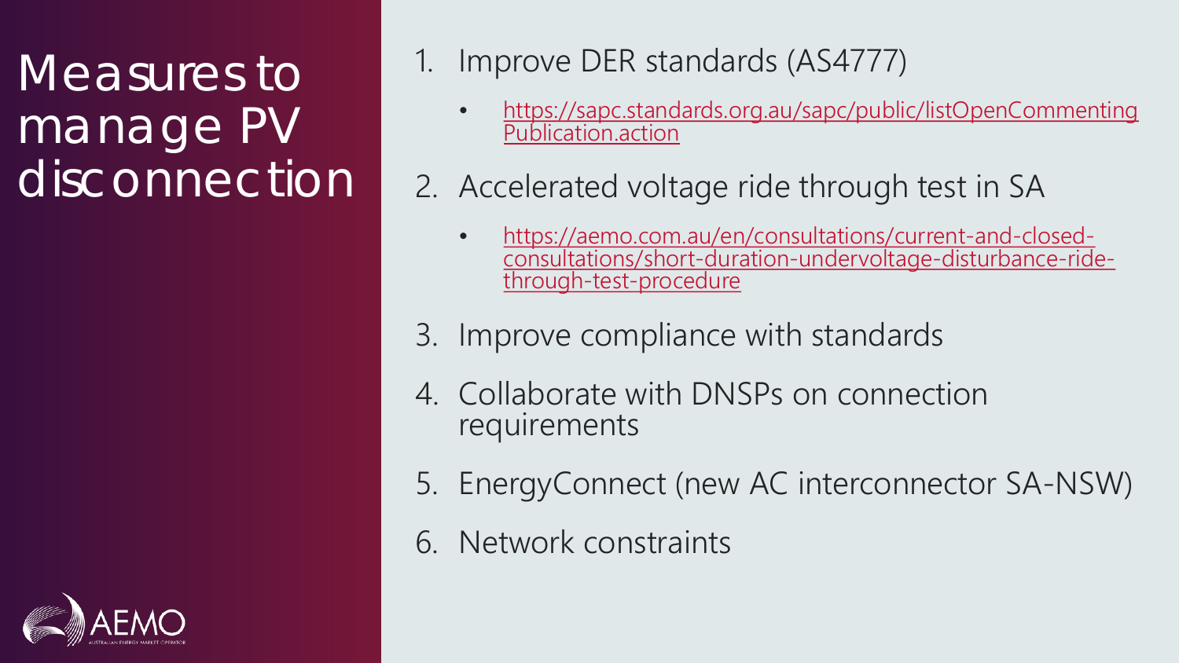# Measures to manage PV disconnection

1. Improve DER standards (AS4777)
   - https://sapc.standards.org.au/sapc/public/listOpenCommentingPublication.action
2. Accelerated voltage ride through test in SA
   - https://aemo.com.au/en/consultations/current-and-closed-consultations/short-duration-undervoltage-disturbance-ride-through-test-procedure
3. Improve compliance with standards
4. Collaborate with DNSPs on connection requirements
5. EnergyConnect (new AC interconnector SA-NSW)
6. Network constraints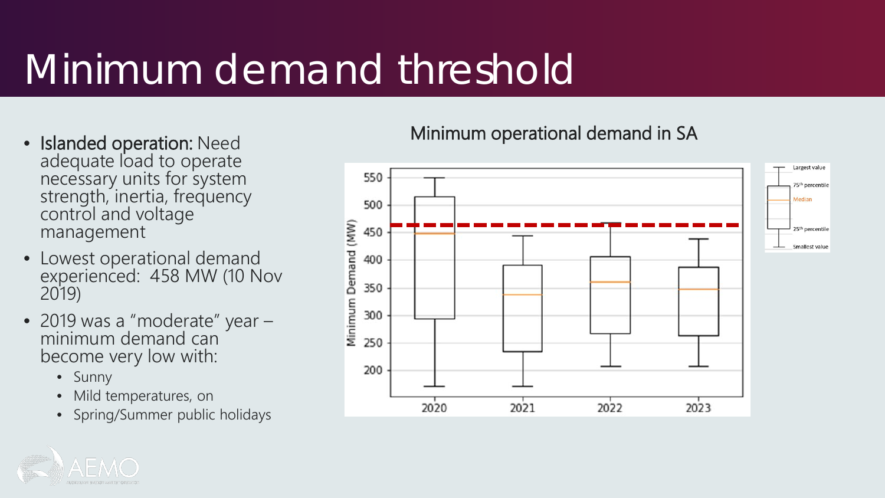# Minimum demand threshold

- **Islanded operation:** Need adequate load to operate necessary units for system strength, inertia, frequency control and voltage management
- Lowest operational demand experienced: 458 MW (10 Nov 2019)
- 2019 was a "moderate" year – minimum demand can become very low with:
  - Sunny
  - Mild temperatures, on
  - Spring/Summer public holidays

Minimum operational demand in SA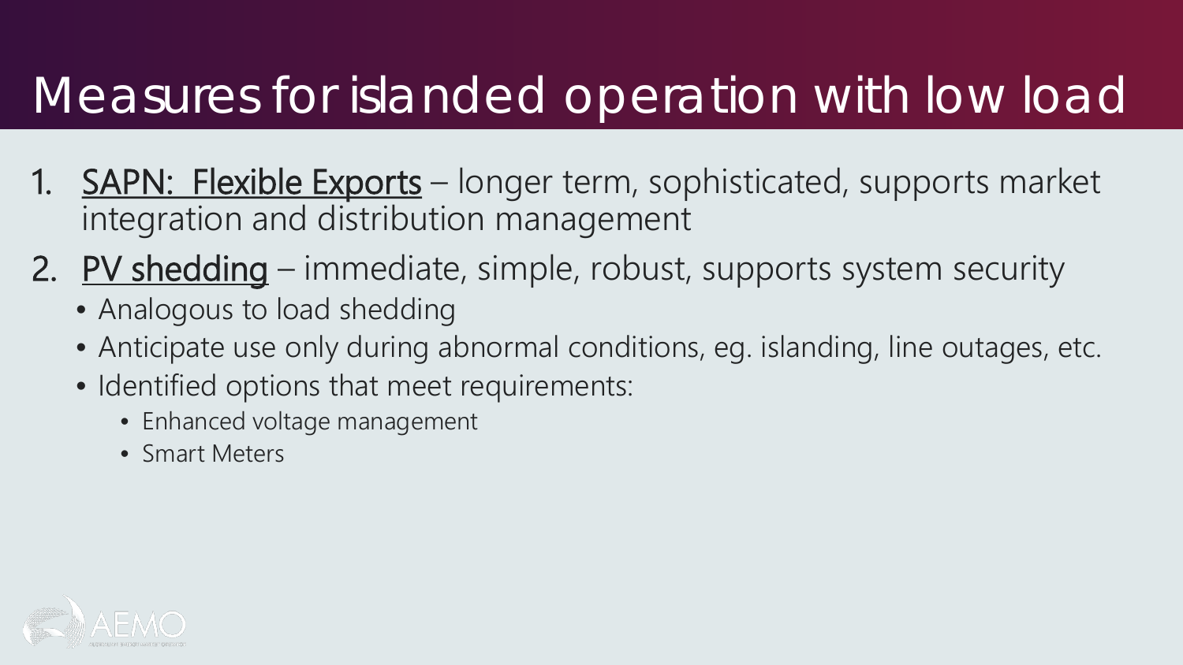# Measures for islanded operation with low load

1. SAPN: Flexible Exports – longer term, sophisticated, supports market integration and distribution management
2. PV shedding – immediate, simple, robust, supports system security
   - Analogous to load shedding
   - Anticipate use only during abnormal conditions, eg. islanding, line outages, etc.
   - Identified options that meet requirements:
     - Enhanced voltage management
     - Smart Meters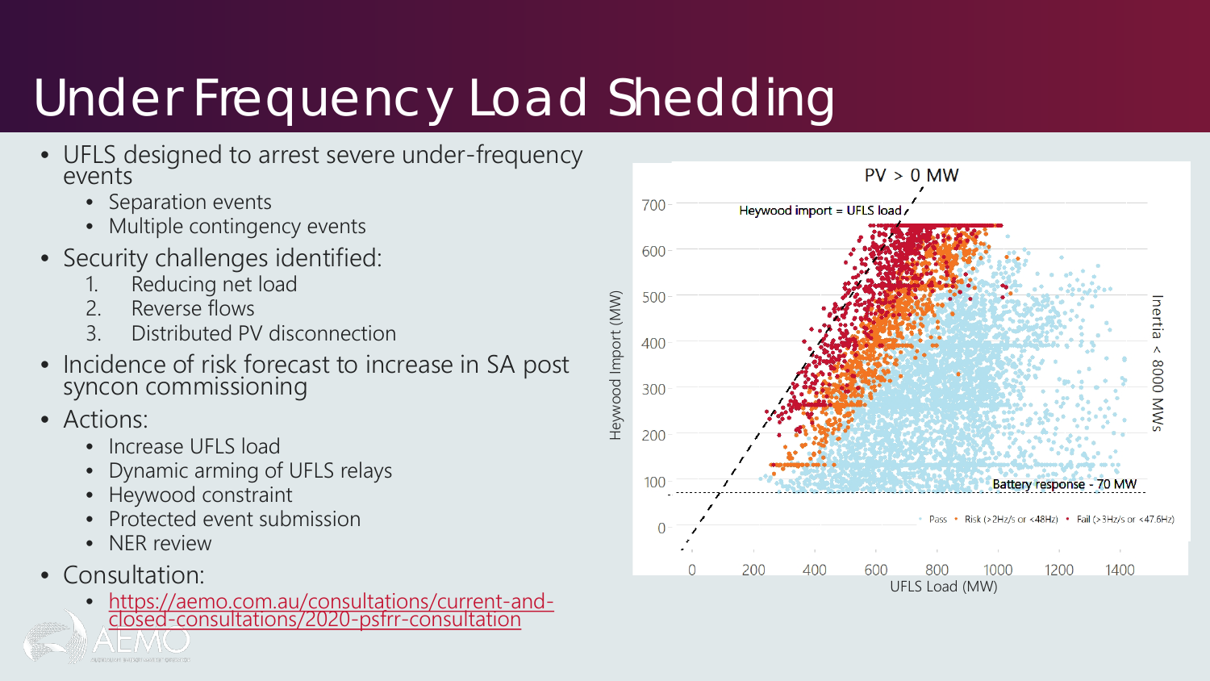# Under Frequency Load Shedding

- UFLS designed to arrest severe under-frequency events
  - Separation events
  - Multiple contingency events
- Security challenges identified:
  1. Reducing net load
  2. Reverse flows
  3. Distributed PV disconnection
- Incidence of risk forecast to increase in SA post syncon commissioning
- Actions:
  - Increase UFLS load
  - Dynamic arming of UFLS relays
  - Heywood constraint
  - Protected event submission
  - NER review
- Consultation:
  - https://aemo.com.au/consultations/current-and-closed-consultations/2020-psfrr-consultation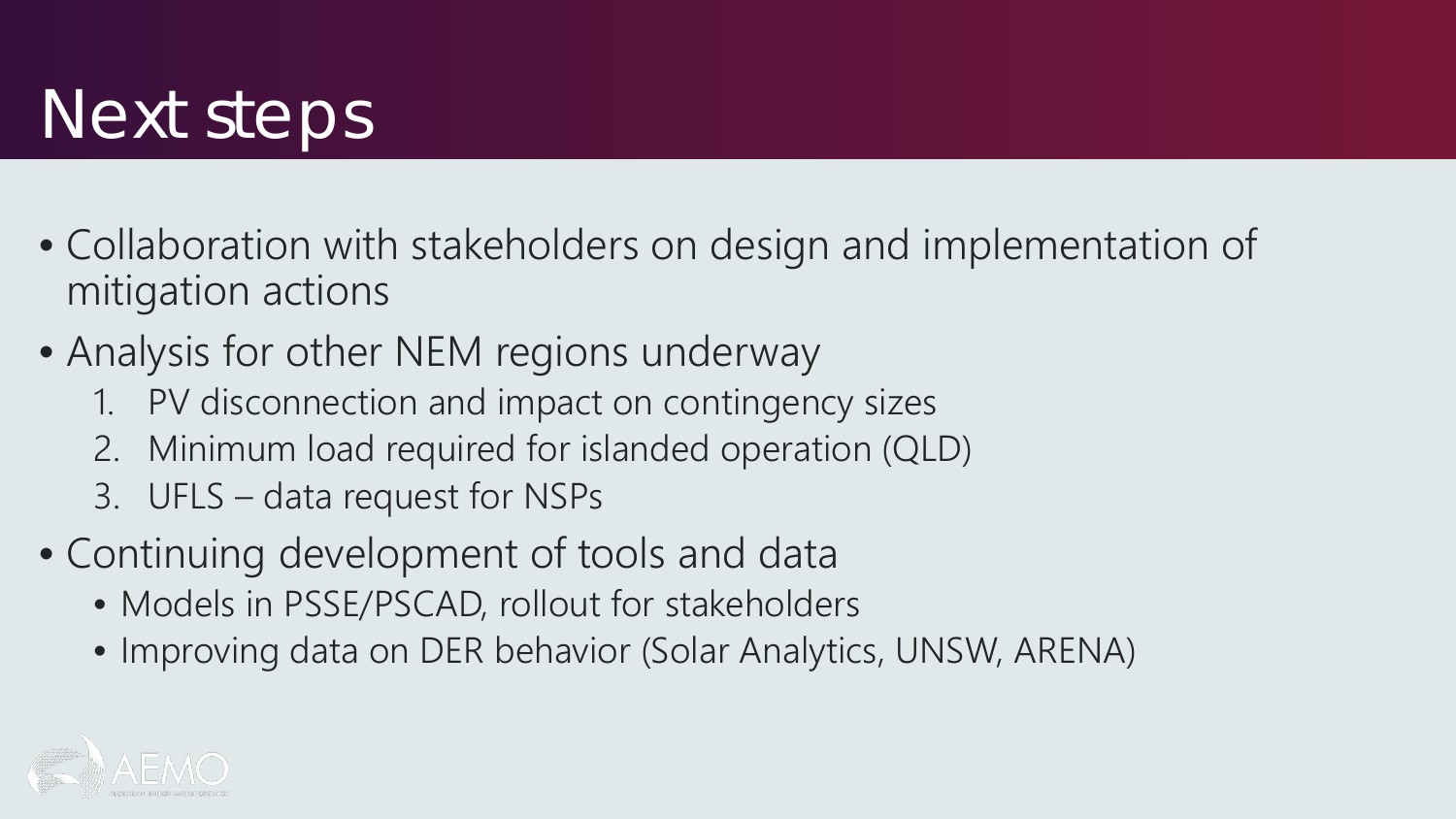# Next steps

- Collaboration with stakeholders on design and implementation of mitigation actions
- Analysis for other NEM regions underway
  1. PV disconnection and impact on contingency sizes
  2. Minimum load required for islanded operation (QLD)
  3. UFLS – data request for NSPs
- Continuing development of tools and data
  - Models in PSSE/PSCAD, rollout for stakeholders
  - Improving data on DER behavior (Solar Analytics, UNSW, ARENA)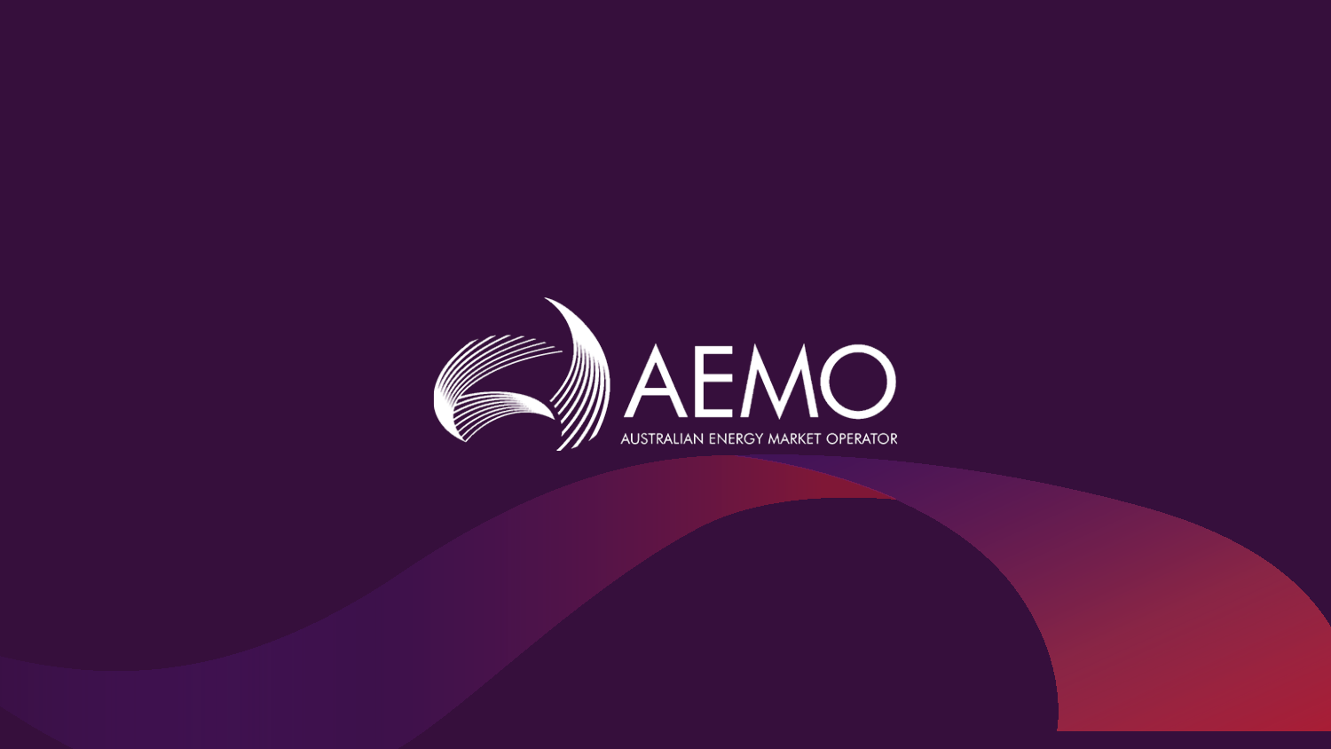AEMO

AUSTRALIAN ENERGY MARKET OPERATOR